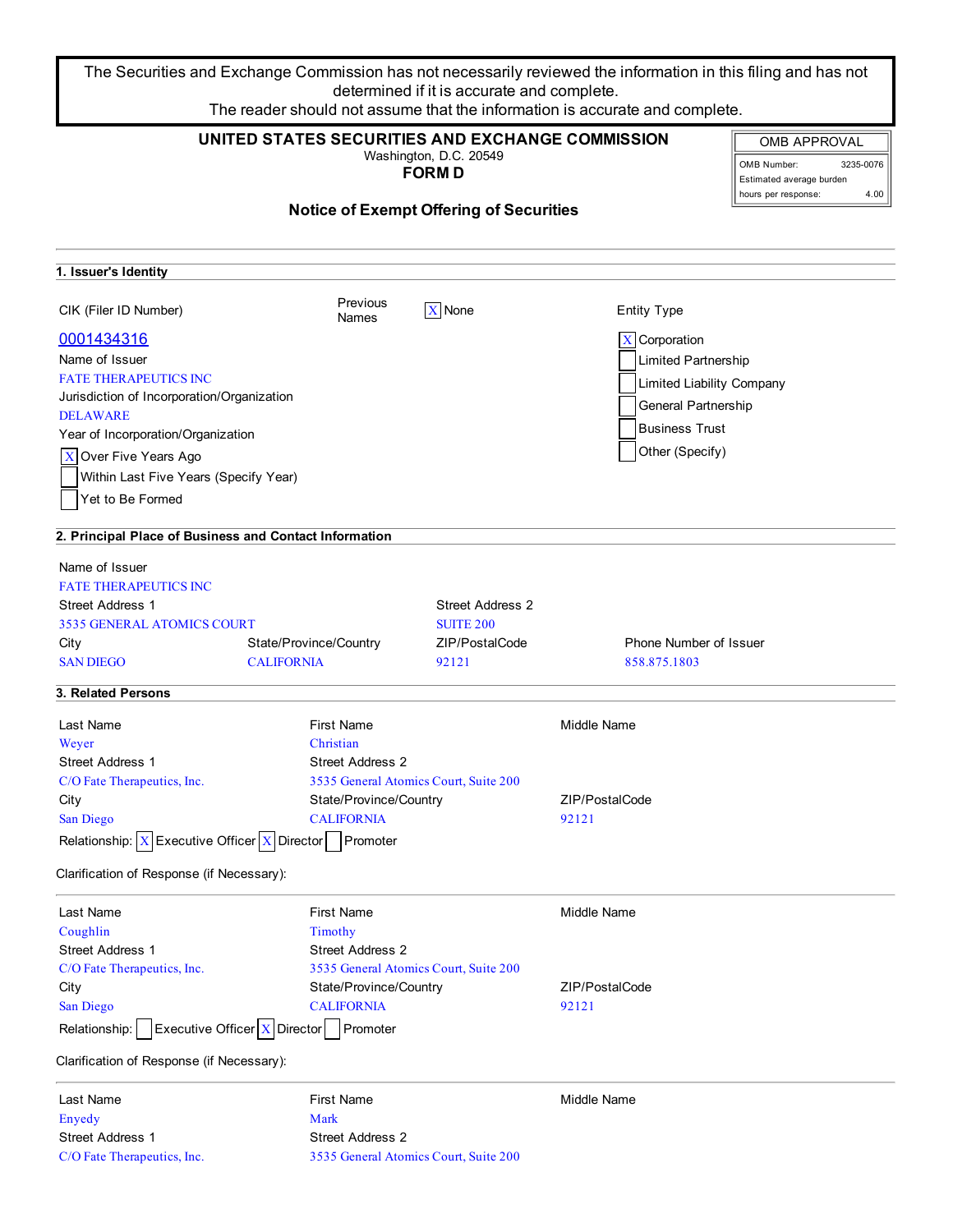The Securities and Exchange Commission has not necessarily reviewed the information in this filing and has not determined if it is accurate and complete.
The reader should not assume that the information is accurate and complete.

# UNITED STATES SECURITIES AND EXCHANGE COMMISSION

Washington, D.C. 20549

## FORM D

| OMB APPROVAL | |
|---|---|
| OMB Number: | 3235-0076 |
| Estimated average burden hours per response: | 4.00 |

## Notice of Exempt Offering of Securities

### 1. Issuer's Identity

CIK (Filer ID Number): 0001434316

Previous Names: [X] None

Entity Type:
- [X] Corporation
- [ ] Limited Partnership
- [ ] Limited Liability Company
- [ ] General Partnership
- [ ] Business Trust
- [ ] Other (Specify)

Name of Issuer: FATE THERAPEUTICS INC

Jurisdiction of Incorporation/Organization: DELAWARE

Year of Incorporation/Organization:
- [X] Over Five Years Ago
- [ ] Within Last Five Years (Specify Year)
- [ ] Yet to Be Formed

### 2. Principal Place of Business and Contact Information

Name of Issuer: FATE THERAPEUTICS INC

| Street Address 1 | Street Address 2 | | |
|---|---|---|---|
| 3535 GENERAL ATOMICS COURT | SUITE 200 | | |
| **City** | **State/Province/Country** | **ZIP/PostalCode** | **Phone Number of Issuer** |
| SAN DIEGO | CALIFORNIA | 92121 | 858.875.1803 |

### 3. Related Persons

| Last Name | First Name | Middle Name |
|---|---|---|
| Weyer | Christian | |
| **Street Address 1** | **Street Address 2** | |
| C/O Fate Therapeutics, Inc. | 3535 General Atomics Court, Suite 200 | |
| **City** | **State/Province/Country** | **ZIP/PostalCode** |
| San Diego | CALIFORNIA | 92121 |

Relationship: [X] Executive Officer [X] Director [ ] Promoter

Clarification of Response (if Necessary):

| Last Name | First Name | Middle Name |
|---|---|---|
| Coughlin | Timothy | |
| **Street Address 1** | **Street Address 2** | |
| C/O Fate Therapeutics, Inc. | 3535 General Atomics Court, Suite 200 | |
| **City** | **State/Province/Country** | **ZIP/PostalCode** |
| San Diego | CALIFORNIA | 92121 |

Relationship: [ ] Executive Officer [X] Director [ ] Promoter

Clarification of Response (if Necessary):

| Last Name | First Name | Middle Name |
|---|---|---|
| Enyedy | Mark | |
| **Street Address 1** | **Street Address 2** | |
| C/O Fate Therapeutics, Inc. | 3535 General Atomics Court, Suite 200 | |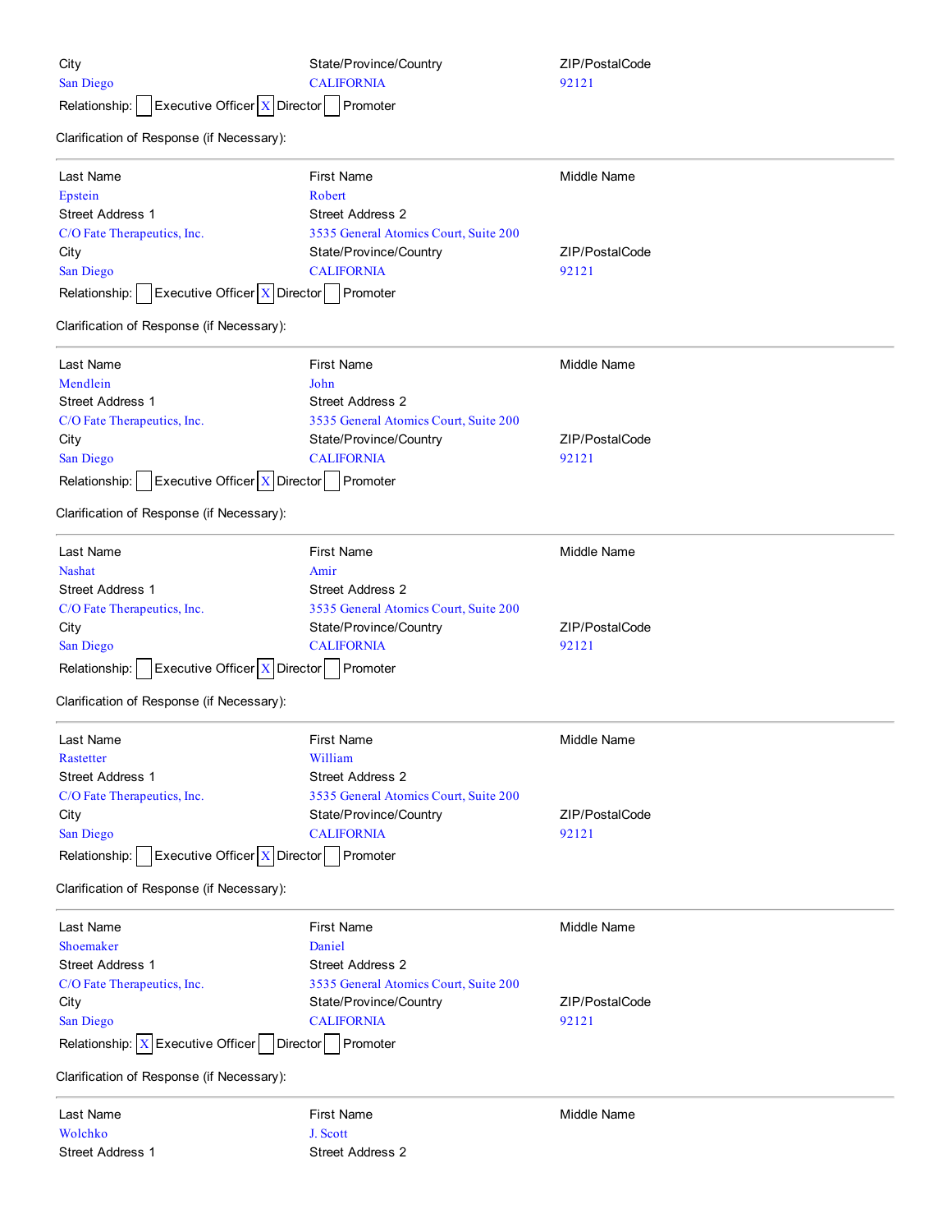| City | State/Province/Country | ZIP/PostalCode |
|---|---|---|
| San Diego | CALIFORNIA | 92121 |

Relationship: [ ] Executive Officer [X] Director [ ] Promoter

Clarification of Response (if Necessary):

---

| Last Name | First Name | Middle Name |
|---|---|---|
| Epstein | Robert | |
| Street Address 1 | Street Address 2 | |
| C/O Fate Therapeutics, Inc. | 3535 General Atomics Court, Suite 200 | |
| City | State/Province/Country | ZIP/PostalCode |
| San Diego | CALIFORNIA | 92121 |

Relationship: [ ] Executive Officer [X] Director [ ] Promoter

Clarification of Response (if Necessary):

---

| Last Name | First Name | Middle Name |
|---|---|---|
| Mendlein | John | |
| Street Address 1 | Street Address 2 | |
| C/O Fate Therapeutics, Inc. | 3535 General Atomics Court, Suite 200 | |
| City | State/Province/Country | ZIP/PostalCode |
| San Diego | CALIFORNIA | 92121 |

Relationship: [ ] Executive Officer [X] Director [ ] Promoter

Clarification of Response (if Necessary):

---

| Last Name | First Name | Middle Name |
|---|---|---|
| Nashat | Amir | |
| Street Address 1 | Street Address 2 | |
| C/O Fate Therapeutics, Inc. | 3535 General Atomics Court, Suite 200 | |
| City | State/Province/Country | ZIP/PostalCode |
| San Diego | CALIFORNIA | 92121 |

Relationship: [ ] Executive Officer [X] Director [ ] Promoter

Clarification of Response (if Necessary):

---

| Last Name | First Name | Middle Name |
|---|---|---|
| Rastetter | William | |
| Street Address 1 | Street Address 2 | |
| C/O Fate Therapeutics, Inc. | 3535 General Atomics Court, Suite 200 | |
| City | State/Province/Country | ZIP/PostalCode |
| San Diego | CALIFORNIA | 92121 |

Relationship: [ ] Executive Officer [X] Director [ ] Promoter

Clarification of Response (if Necessary):

---

| Last Name | First Name | Middle Name |
|---|---|---|
| Shoemaker | Daniel | |
| Street Address 1 | Street Address 2 | |
| C/O Fate Therapeutics, Inc. | 3535 General Atomics Court, Suite 200 | |
| City | State/Province/Country | ZIP/PostalCode |
| San Diego | CALIFORNIA | 92121 |

Relationship: [X] Executive Officer [ ] Director [ ] Promoter

Clarification of Response (if Necessary):

---

| Last Name | First Name | Middle Name |
|---|---|---|
| Wolchko | J. Scott | |
| Street Address 1 | Street Address 2 | |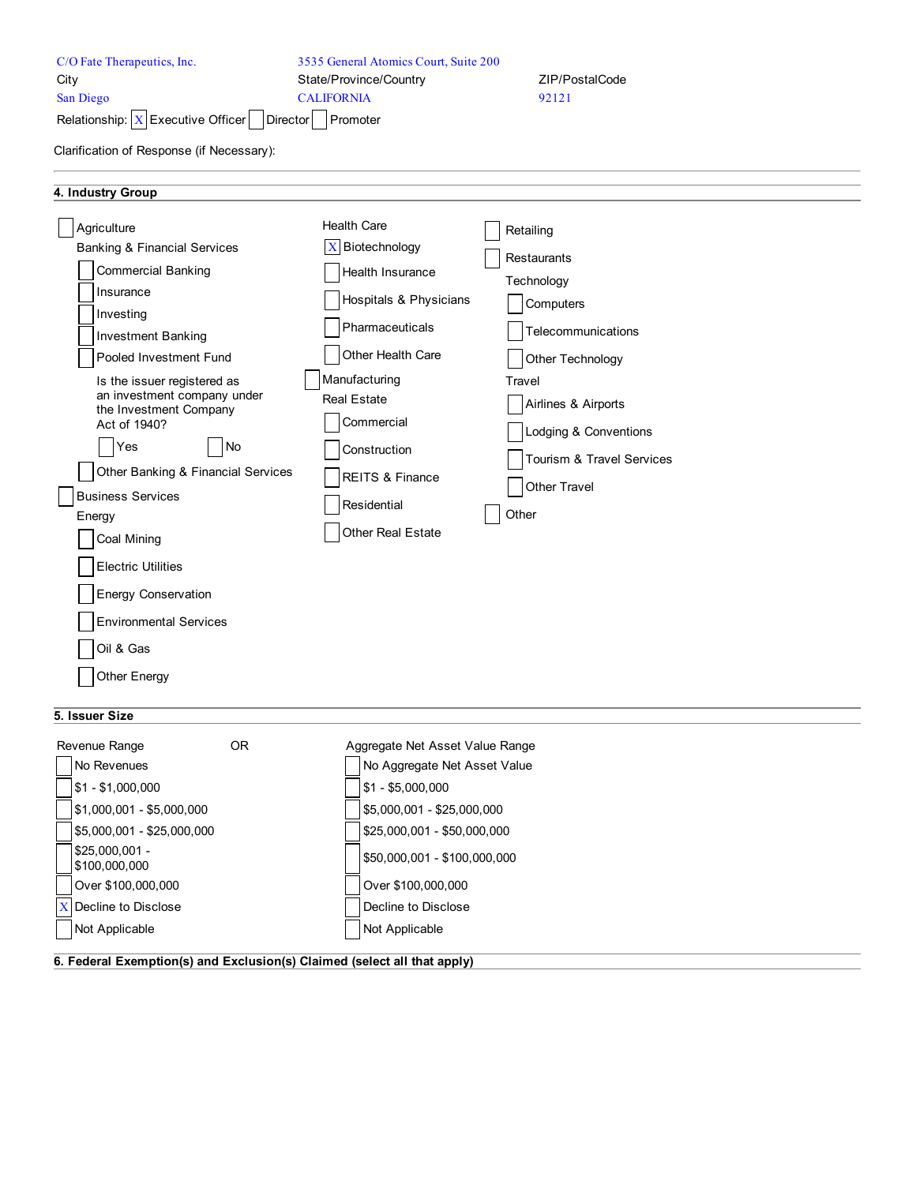| | | |
|---|---|---|
| C/O Fate Therapeutics, Inc. | 3535 General Atomics Court, Suite 200 | |
| City | State/Province/Country | ZIP/PostalCode |
| San Diego | CALIFORNIA | 92121 |

Relationship: [X] Executive Officer [ ] Director [ ] Promoter

Clarification of Response (if Necessary):

## 4. Industry Group

- [ ] Agriculture
- Banking & Financial Services
  - [ ] Commercial Banking
  - [ ] Insurance
  - [ ] Investing
  - [ ] Investment Banking
  - [ ] Pooled Investment Fund
    - Is the issuer registered as an investment company under the Investment Company Act of 1940?
      - [ ] Yes [ ] No
  - [ ] Other Banking & Financial Services
- [ ] Business Services
- Energy
  - [ ] Coal Mining
  - [ ] Electric Utilities
  - [ ] Energy Conservation
  - [ ] Environmental Services
  - [ ] Oil & Gas
  - [ ] Other Energy
- Health Care
  - [X] Biotechnology
  - [ ] Health Insurance
  - [ ] Hospitals & Physicians
  - [ ] Pharmaceuticals
  - [ ] Other Health Care
- [ ] Manufacturing
- Real Estate
  - [ ] Commercial
  - [ ] Construction
  - [ ] REITS & Finance
  - [ ] Residential
  - [ ] Other Real Estate
- [ ] Retailing
- [ ] Restaurants
- Technology
  - [ ] Computers
  - [ ] Telecommunications
  - [ ] Other Technology
- Travel
  - [ ] Airlines & Airports
  - [ ] Lodging & Conventions
  - [ ] Tourism & Travel Services
  - [ ] Other Travel
- [ ] Other

## 5. Issuer Size

| Revenue Range | OR | Aggregate Net Asset Value Range |
|---|---|---|
| [ ] No Revenues | | [ ] No Aggregate Net Asset Value |
| [ ] $1 - $1,000,000 | | [ ] $1 - $5,000,000 |
| [ ] $1,000,001 - $5,000,000 | | [ ] $5,000,001 - $25,000,000 |
| [ ] $5,000,001 - $25,000,000 | | [ ] $25,000,001 - $50,000,000 |
| [ ] $25,000,001 - $100,000,000 | | [ ] $50,000,001 - $100,000,000 |
| [ ] Over $100,000,000 | | [ ] Over $100,000,000 |
| [X] Decline to Disclose | | [ ] Decline to Disclose |
| [ ] Not Applicable | | [ ] Not Applicable |

## 6. Federal Exemption(s) and Exclusion(s) Claimed (select all that apply)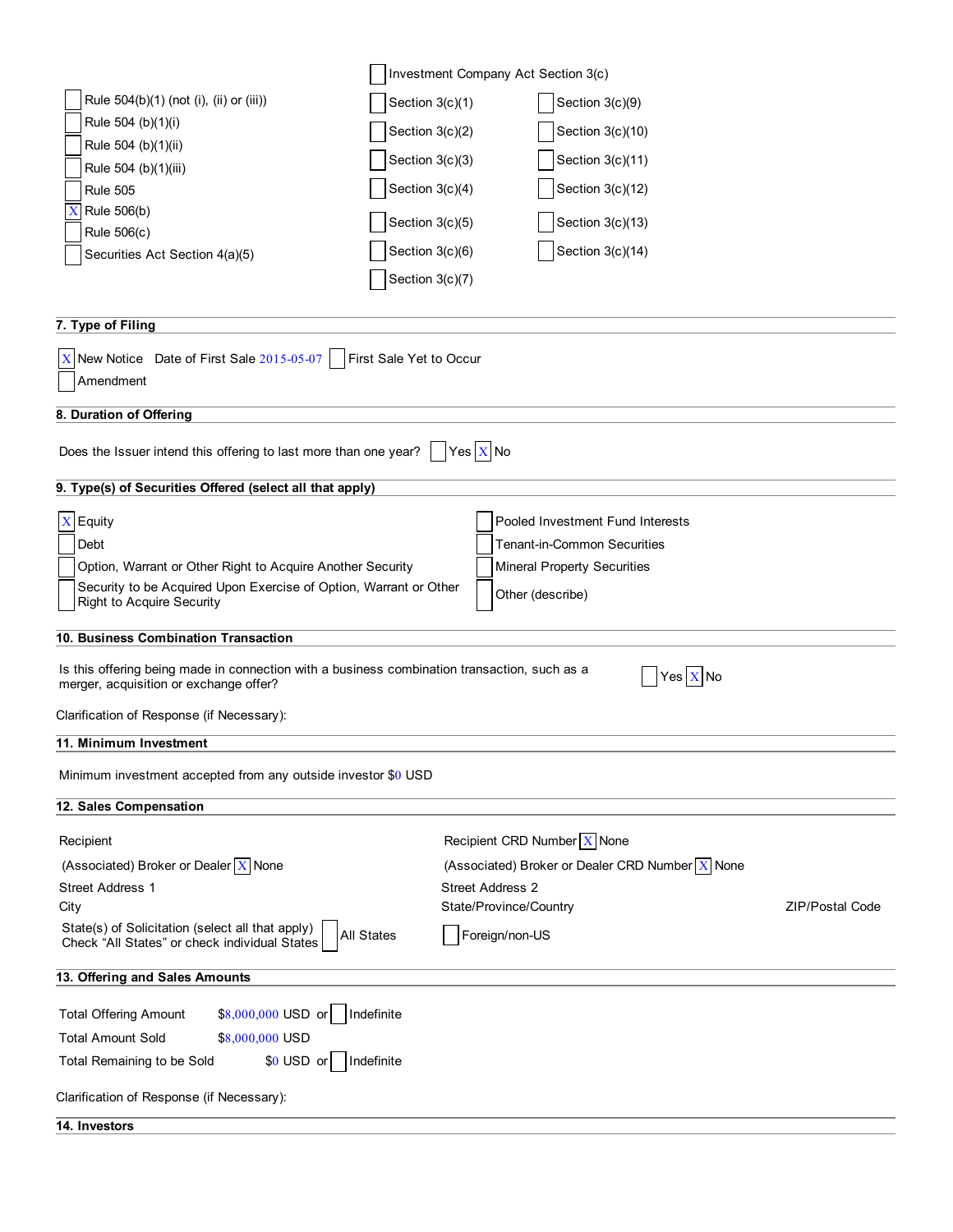| | | |
|---|---|---|
| | [ ] Investment Company Act Section 3(c) | |
| [ ] Rule 504(b)(1) (not (i), (ii) or (iii)) | [ ] Section 3(c)(1) | [ ] Section 3(c)(9) |
| [ ] Rule 504 (b)(1)(i) | [ ] Section 3(c)(2) | [ ] Section 3(c)(10) |
| [ ] Rule 504 (b)(1)(ii) | [ ] Section 3(c)(3) | [ ] Section 3(c)(11) |
| [ ] Rule 504 (b)(1)(iii) | [ ] Section 3(c)(4) | [ ] Section 3(c)(12) |
| [ ] Rule 505 | [ ] Section 3(c)(5) | [ ] Section 3(c)(13) |
| [X] Rule 506(b) | [ ] Section 3(c)(6) | [ ] Section 3(c)(14) |
| [ ] Rule 506(c) | [ ] Section 3(c)(7) | |
| [ ] Securities Act Section 4(a)(5) | | |

## 7. Type of Filing

[X] New Notice Date of First Sale 2015-05-07 [ ] First Sale Yet to Occur

[ ] Amendment

## 8. Duration of Offering

Does the Issuer intend this offering to last more than one year? [ ] Yes [X] No

## 9. Type(s) of Securities Offered (select all that apply)

| | |
|---|---|
| [X] Equity | [ ] Pooled Investment Fund Interests |
| [ ] Debt | [ ] Tenant-in-Common Securities |
| [ ] Option, Warrant or Other Right to Acquire Another Security | [ ] Mineral Property Securities |
| [ ] Security to be Acquired Upon Exercise of Option, Warrant or Other Right to Acquire Security | [ ] Other (describe) |

## 10. Business Combination Transaction

Is this offering being made in connection with a business combination transaction, such as a merger, acquisition or exchange offer? [ ] Yes [X] No

Clarification of Response (if Necessary):

## 11. Minimum Investment

Minimum investment accepted from any outside investor $0 USD

## 12. Sales Compensation

| | | |
|---|---|---|
| Recipient | Recipient CRD Number [X] None | |
| (Associated) Broker or Dealer [X] None | (Associated) Broker or Dealer CRD Number [X] None | |
| Street Address 1 | Street Address 2 | |
| City | State/Province/Country | ZIP/Postal Code |
| State(s) of Solicitation (select all that apply) Check "All States" or check individual States [ ] All States | [ ] Foreign/non-US | |

## 13. Offering and Sales Amounts

Total Offering Amount $8,000,000 USD or [ ] Indefinite

Total Amount Sold $8,000,000 USD

Total Remaining to be Sold $0 USD or [ ] Indefinite

Clarification of Response (if Necessary):

## 14. Investors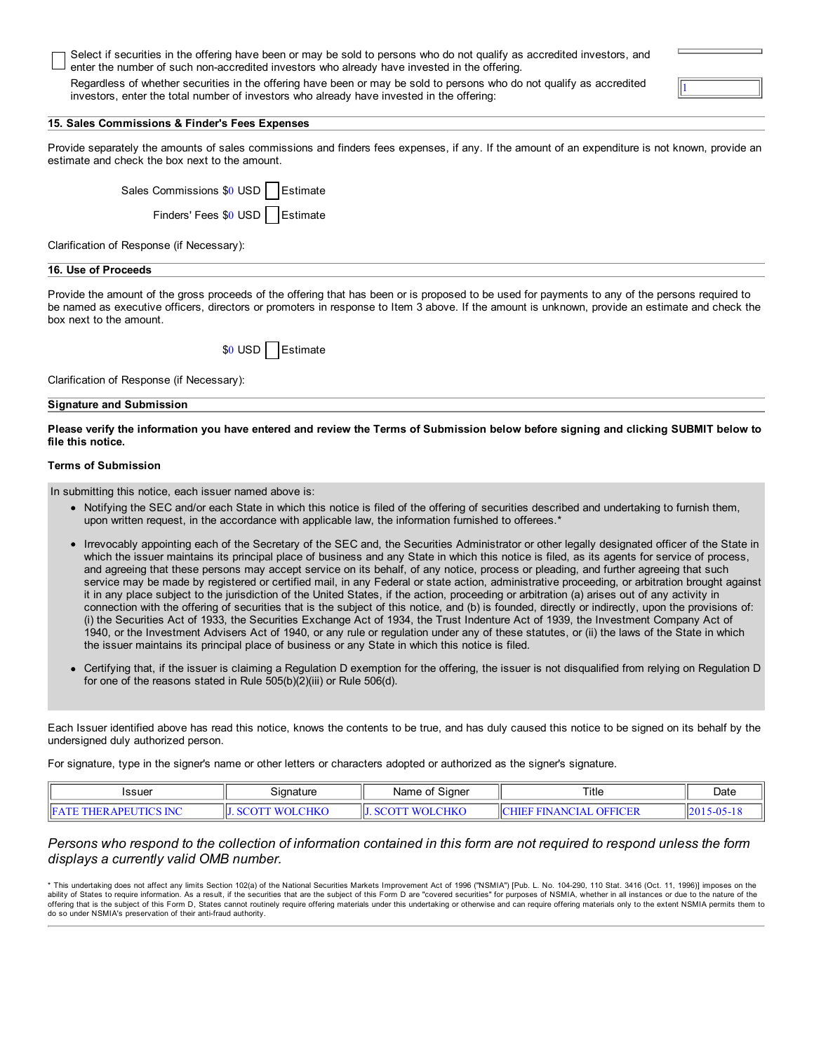☐ Select if securities in the offering have been or may be sold to persons who do not qualify as accredited investors, and enter the number of such non-accredited investors who already have invested in the offering.

Regardless of whether securities in the offering have been or may be sold to persons who do not qualify as accredited investors, enter the total number of investors who already have invested in the offering: 1

**15. Sales Commissions & Finder's Fees Expenses**

Provide separately the amounts of sales commissions and finders fees expenses, if any. If the amount of an expenditure is not known, provide an estimate and check the box next to the amount.

Sales Commissions $0 USD ☐ Estimate

Finders' Fees $0 USD ☐ Estimate

Clarification of Response (if Necessary):

**16. Use of Proceeds**

Provide the amount of the gross proceeds of the offering that has been or is proposed to be used for payments to any of the persons required to be named as executive officers, directors or promoters in response to Item 3 above. If the amount is unknown, provide an estimate and check the box next to the amount.

$0 USD ☐ Estimate

Clarification of Response (if Necessary):

**Signature and Submission**

**Please verify the information you have entered and review the Terms of Submission below before signing and clicking SUBMIT below to file this notice.**

**Terms of Submission**

In submitting this notice, each issuer named above is:

- Notifying the SEC and/or each State in which this notice is filed of the offering of securities described and undertaking to furnish them, upon written request, in the accordance with applicable law, the information furnished to offerees.*
- Irrevocably appointing each of the Secretary of the SEC and, the Securities Administrator or other legally designated officer of the State in which the issuer maintains its principal place of business and any State in which this notice is filed, as its agents for service of process, and agreeing that these persons may accept service on its behalf, of any notice, process or pleading, and further agreeing that such service may be made by registered or certified mail, in any Federal or state action, administrative proceeding, or arbitration brought against it in any place subject to the jurisdiction of the United States, if the action, proceeding or arbitration (a) arises out of any activity in connection with the offering of securities that is the subject of this notice, and (b) is founded, directly or indirectly, upon the provisions of: (i) the Securities Act of 1933, the Securities Exchange Act of 1934, the Trust Indenture Act of 1939, the Investment Company Act of 1940, or the Investment Advisers Act of 1940, or any rule or regulation under any of these statutes, or (ii) the laws of the State in which the issuer maintains its principal place of business or any State in which this notice is filed.
- Certifying that, if the issuer is claiming a Regulation D exemption for the offering, the issuer is not disqualified from relying on Regulation D for one of the reasons stated in Rule 505(b)(2)(iii) or Rule 506(d).

Each Issuer identified above has read this notice, knows the contents to be true, and has duly caused this notice to be signed on its behalf by the undersigned duly authorized person.

For signature, type in the signer's name or other letters or characters adopted or authorized as the signer's signature.

| Issuer | Signature | Name of Signer | Title | Date |
|---|---|---|---|---|
| FATE THERAPEUTICS INC | J. SCOTT WOLCHKO | J. SCOTT WOLCHKO | CHIEF FINANCIAL OFFICER | 2015-05-18 |

*Persons who respond to the collection of information contained in this form are not required to respond unless the form displays a currently valid OMB number.*

* This undertaking does not affect any limits Section 102(a) of the National Securities Markets Improvement Act of 1996 ("NSMIA") [Pub. L. No. 104-290, 110 Stat. 3416 (Oct. 11, 1996)] imposes on the ability of States to require information. As a result, if the securities that are the subject of this Form D are "covered securities" for purposes of NSMIA, whether in all instances or due to the nature of the offering that is the subject of this Form D, States cannot routinely require offering materials under this undertaking or otherwise and can require offering materials only to the extent NSMIA permits them to do so under NSMIA's preservation of their anti-fraud authority.